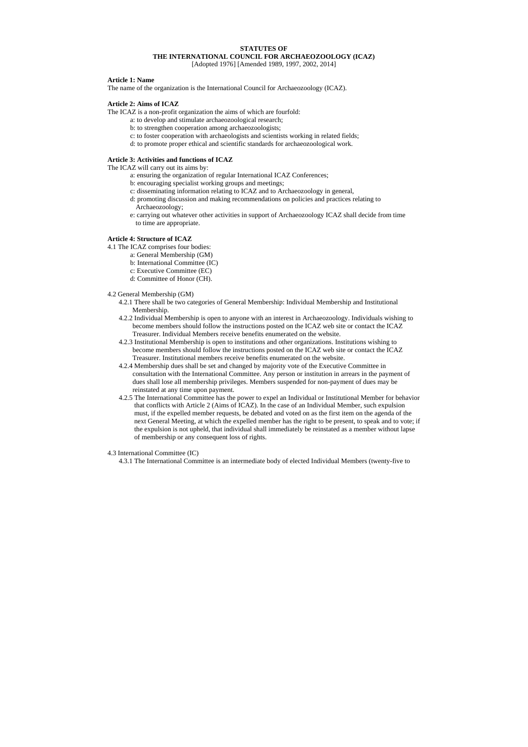**STATUTES OF**
**THE INTERNATIONAL COUNCIL FOR ARCHAEOZOOLOGY (ICAZ)**
[Adopted 1976] [Amended 1989, 1997, 2002, 2014]

**Article 1: Name**

The name of the organization is the International Council for Archaeozoology (ICAZ).

**Article 2: Aims of ICAZ**

The ICAZ is a non-profit organization the aims of which are fourfold:

- a: to develop and stimulate archaeozoological research;
- b: to strengthen cooperation among archaeozoologists;
- c: to foster cooperation with archaeologists and scientists working in related fields;
- d: to promote proper ethical and scientific standards for archaeozoological work.

**Article 3: Activities and functions of ICAZ**

The ICAZ will carry out its aims by:

- a: ensuring the organization of regular International ICAZ Conferences;
- b: encouraging specialist working groups and meetings;
- c: disseminating information relating to ICAZ and to Archaeozoology in general,
- d: promoting discussion and making recommendations on policies and practices relating to Archaeozoology;
- e: carrying out whatever other activities in support of Archaeozoology ICAZ shall decide from time to time are appropriate.

**Article 4: Structure of ICAZ**

4.1 The ICAZ comprises four bodies:

- a: General Membership (GM)
- b: International Committee (IC)
- c: Executive Committee (EC)
- d: Committee of Honor (CH).

4.2 General Membership (GM)

4.2.1 There shall be two categories of General Membership: Individual Membership and Institutional Membership.

4.2.2 Individual Membership is open to anyone with an interest in Archaeozoology. Individuals wishing to become members should follow the instructions posted on the ICAZ web site or contact the ICAZ Treasurer. Individual Members receive benefits enumerated on the website.

4.2.3 Institutional Membership is open to institutions and other organizations. Institutions wishing to become members should follow the instructions posted on the ICAZ web site or contact the ICAZ Treasurer. Institutional members receive benefits enumerated on the website.

4.2.4 Membership dues shall be set and changed by majority vote of the Executive Committee in consultation with the International Committee. Any person or institution in arrears in the payment of dues shall lose all membership privileges. Members suspended for non-payment of dues may be reinstated at any time upon payment.

4.2.5 The International Committee has the power to expel an Individual or Institutional Member for behavior that conflicts with Article 2 (Aims of ICAZ). In the case of an Individual Member, such expulsion must, if the expelled member requests, be debated and voted on as the first item on the agenda of the next General Meeting, at which the expelled member has the right to be present, to speak and to vote; if the expulsion is not upheld, that individual shall immediately be reinstated as a member without lapse of membership or any consequent loss of rights.

4.3 International Committee (IC)

4.3.1 The International Committee is an intermediate body of elected Individual Members (twenty-five to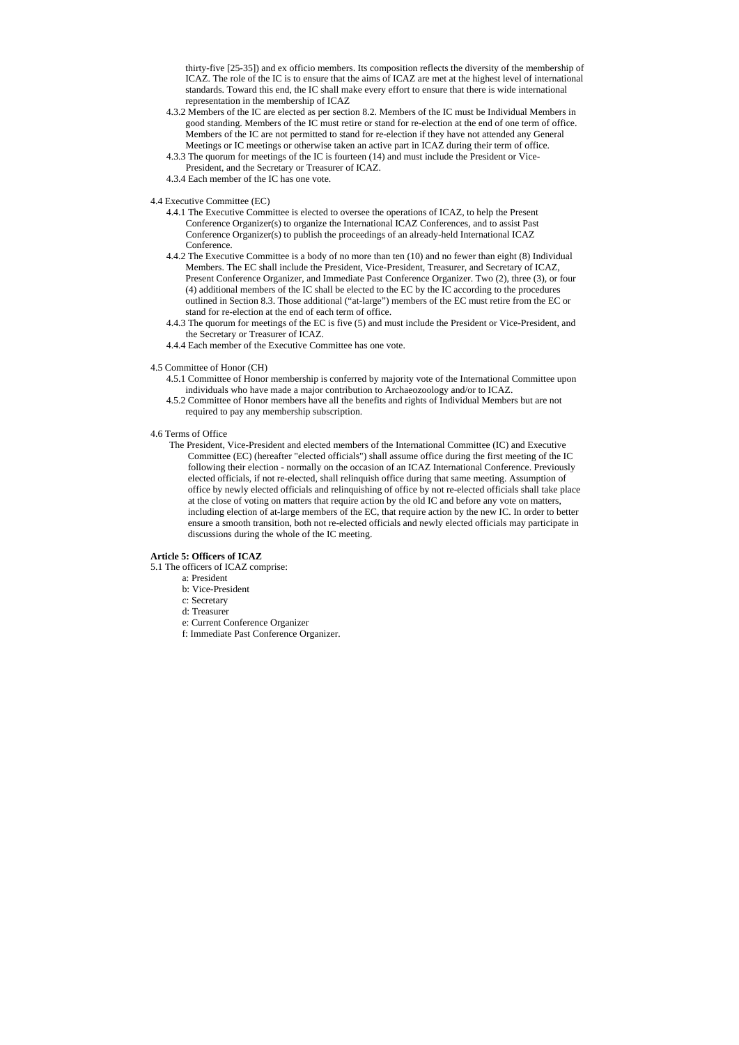thirty-five [25-35]) and ex officio members. Its composition reflects the diversity of the membership of ICAZ. The role of the IC is to ensure that the aims of ICAZ are met at the highest level of international standards. Toward this end, the IC shall make every effort to ensure that there is wide international representation in the membership of ICAZ

4.3.2 Members of the IC are elected as per section 8.2. Members of the IC must be Individual Members in good standing. Members of the IC must retire or stand for re-election at the end of one term of office. Members of the IC are not permitted to stand for re-election if they have not attended any General Meetings or IC meetings or otherwise taken an active part in ICAZ during their term of office.

4.3.3 The quorum for meetings of the IC is fourteen (14) and must include the President or Vice-President, and the Secretary or Treasurer of ICAZ.

4.3.4 Each member of the IC has one vote.

4.4 Executive Committee (EC)

4.4.1 The Executive Committee is elected to oversee the operations of ICAZ, to help the Present Conference Organizer(s) to organize the International ICAZ Conferences, and to assist Past Conference Organizer(s) to publish the proceedings of an already-held International ICAZ Conference.

4.4.2 The Executive Committee is a body of no more than ten (10) and no fewer than eight (8) Individual Members. The EC shall include the President, Vice-President, Treasurer, and Secretary of ICAZ, Present Conference Organizer, and Immediate Past Conference Organizer. Two (2), three (3), or four (4) additional members of the IC shall be elected to the EC by the IC according to the procedures outlined in Section 8.3. Those additional ("at-large") members of the EC must retire from the EC or stand for re-election at the end of each term of office.

4.4.3 The quorum for meetings of the EC is five (5) and must include the President or Vice-President, and the Secretary or Treasurer of ICAZ.

4.4.4 Each member of the Executive Committee has one vote.

4.5 Committee of Honor (CH)

4.5.1 Committee of Honor membership is conferred by majority vote of the International Committee upon individuals who have made a major contribution to Archaeozoology and/or to ICAZ.

4.5.2 Committee of Honor members have all the benefits and rights of Individual Members but are not required to pay any membership subscription.

4.6 Terms of Office

The President, Vice-President and elected members of the International Committee (IC) and Executive Committee (EC) (hereafter "elected officials") shall assume office during the first meeting of the IC following their election - normally on the occasion of an ICAZ International Conference. Previously elected officials, if not re-elected, shall relinquish office during that same meeting. Assumption of office by newly elected officials and relinquishing of office by not re-elected officials shall take place at the close of voting on matters that require action by the old IC and before any vote on matters, including election of at-large members of the EC, that require action by the new IC. In order to better ensure a smooth transition, both not re-elected officials and newly elected officials may participate in discussions during the whole of the IC meeting.

**Article 5: Officers of ICAZ**

5.1 The officers of ICAZ comprise:

a: President
b: Vice-President
c: Secretary
d: Treasurer
e: Current Conference Organizer
f: Immediate Past Conference Organizer.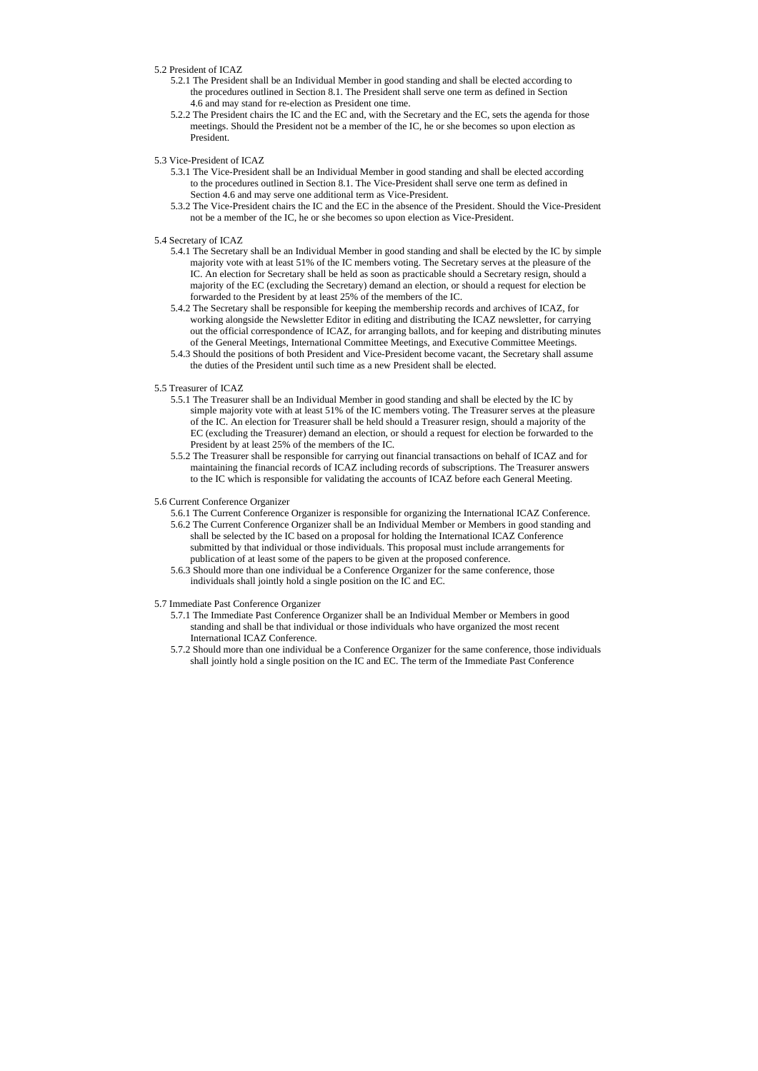5.2 President of ICAZ

- 5.2.1 The President shall be an Individual Member in good standing and shall be elected according to the procedures outlined in Section 8.1. The President shall serve one term as defined in Section 4.6 and may stand for re-election as President one time.
- 5.2.2 The President chairs the IC and the EC and, with the Secretary and the EC, sets the agenda for those meetings. Should the President not be a member of the IC, he or she becomes so upon election as President.

5.3 Vice-President of ICAZ

- 5.3.1 The Vice-President shall be an Individual Member in good standing and shall be elected according to the procedures outlined in Section 8.1. The Vice-President shall serve one term as defined in Section 4.6 and may serve one additional term as Vice-President.
- 5.3.2 The Vice-President chairs the IC and the EC in the absence of the President. Should the Vice-President not be a member of the IC, he or she becomes so upon election as Vice-President.

5.4 Secretary of ICAZ

- 5.4.1 The Secretary shall be an Individual Member in good standing and shall be elected by the IC by simple majority vote with at least 51% of the IC members voting. The Secretary serves at the pleasure of the IC. An election for Secretary shall be held as soon as practicable should a Secretary resign, should a majority of the EC (excluding the Secretary) demand an election, or should a request for election be forwarded to the President by at least 25% of the members of the IC.
- 5.4.2 The Secretary shall be responsible for keeping the membership records and archives of ICAZ, for working alongside the Newsletter Editor in editing and distributing the ICAZ newsletter, for carrying out the official correspondence of ICAZ, for arranging ballots, and for keeping and distributing minutes of the General Meetings, International Committee Meetings, and Executive Committee Meetings.
- 5.4.3 Should the positions of both President and Vice-President become vacant, the Secretary shall assume the duties of the President until such time as a new President shall be elected.

5.5 Treasurer of ICAZ

- 5.5.1 The Treasurer shall be an Individual Member in good standing and shall be elected by the IC by simple majority vote with at least 51% of the IC members voting. The Treasurer serves at the pleasure of the IC. An election for Treasurer shall be held should a Treasurer resign, should a majority of the EC (excluding the Treasurer) demand an election, or should a request for election be forwarded to the President by at least 25% of the members of the IC.
- 5.5.2 The Treasurer shall be responsible for carrying out financial transactions on behalf of ICAZ and for maintaining the financial records of ICAZ including records of subscriptions. The Treasurer answers to the IC which is responsible for validating the accounts of ICAZ before each General Meeting.

5.6 Current Conference Organizer

- 5.6.1 The Current Conference Organizer is responsible for organizing the International ICAZ Conference.
- 5.6.2 The Current Conference Organizer shall be an Individual Member or Members in good standing and shall be selected by the IC based on a proposal for holding the International ICAZ Conference submitted by that individual or those individuals. This proposal must include arrangements for publication of at least some of the papers to be given at the proposed conference.
- 5.6.3 Should more than one individual be a Conference Organizer for the same conference, those individuals shall jointly hold a single position on the IC and EC.

5.7 Immediate Past Conference Organizer

- 5.7.1 The Immediate Past Conference Organizer shall be an Individual Member or Members in good standing and shall be that individual or those individuals who have organized the most recent International ICAZ Conference.
- 5.7.2 Should more than one individual be a Conference Organizer for the same conference, those individuals shall jointly hold a single position on the IC and EC. The term of the Immediate Past Conference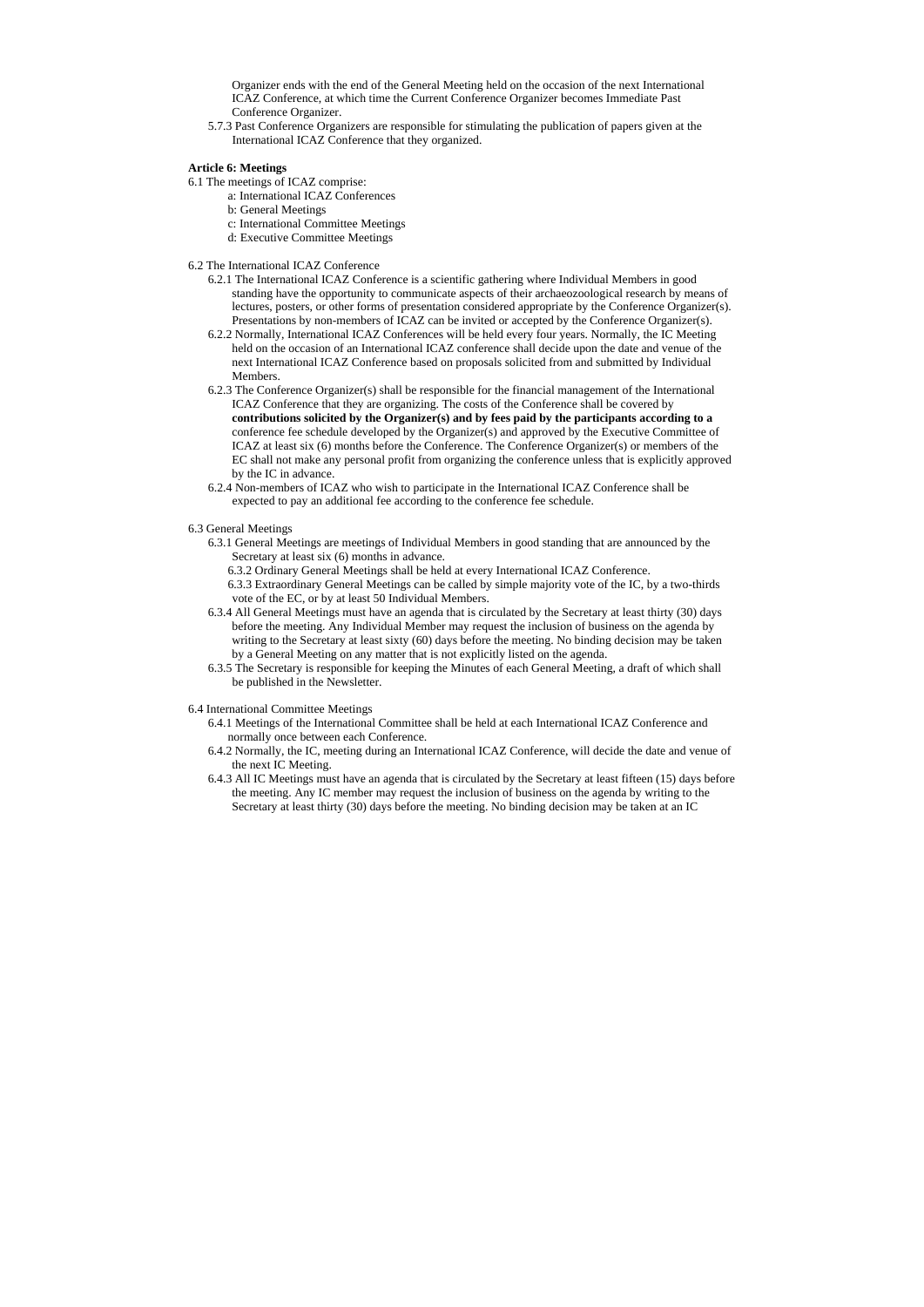Organizer ends with the end of the General Meeting held on the occasion of the next International ICAZ Conference, at which time the Current Conference Organizer becomes Immediate Past Conference Organizer.

5.7.3 Past Conference Organizers are responsible for stimulating the publication of papers given at the International ICAZ Conference that they organized.

**Article 6: Meetings**

6.1 The meetings of ICAZ comprise:

a: International ICAZ Conferences
b: General Meetings
c: International Committee Meetings
d: Executive Committee Meetings

6.2 The International ICAZ Conference

6.2.1 The International ICAZ Conference is a scientific gathering where Individual Members in good standing have the opportunity to communicate aspects of their archaeozoological research by means of lectures, posters, or other forms of presentation considered appropriate by the Conference Organizer(s). Presentations by non-members of ICAZ can be invited or accepted by the Conference Organizer(s).

6.2.2 Normally, International ICAZ Conferences will be held every four years. Normally, the IC Meeting held on the occasion of an International ICAZ conference shall decide upon the date and venue of the next International ICAZ Conference based on proposals solicited from and submitted by Individual Members.

6.2.3 The Conference Organizer(s) shall be responsible for the financial management of the International ICAZ Conference that they are organizing. The costs of the Conference shall be covered by **contributions solicited by the Organizer(s) and by fees paid by the participants according to a** conference fee schedule developed by the Organizer(s) and approved by the Executive Committee of ICAZ at least six (6) months before the Conference. The Conference Organizer(s) or members of the EC shall not make any personal profit from organizing the conference unless that is explicitly approved by the IC in advance.

6.2.4 Non-members of ICAZ who wish to participate in the International ICAZ Conference shall be expected to pay an additional fee according to the conference fee schedule.

6.3 General Meetings

6.3.1 General Meetings are meetings of Individual Members in good standing that are announced by the Secretary at least six (6) months in advance.

6.3.2 Ordinary General Meetings shall be held at every International ICAZ Conference.

6.3.3 Extraordinary General Meetings can be called by simple majority vote of the IC, by a two-thirds vote of the EC, or by at least 50 Individual Members.

6.3.4 All General Meetings must have an agenda that is circulated by the Secretary at least thirty (30) days before the meeting. Any Individual Member may request the inclusion of business on the agenda by writing to the Secretary at least sixty (60) days before the meeting. No binding decision may be taken by a General Meeting on any matter that is not explicitly listed on the agenda.

6.3.5 The Secretary is responsible for keeping the Minutes of each General Meeting, a draft of which shall be published in the Newsletter.

6.4 International Committee Meetings

6.4.1 Meetings of the International Committee shall be held at each International ICAZ Conference and normally once between each Conference.

6.4.2 Normally, the IC, meeting during an International ICAZ Conference, will decide the date and venue of the next IC Meeting.

6.4.3 All IC Meetings must have an agenda that is circulated by the Secretary at least fifteen (15) days before the meeting. Any IC member may request the inclusion of business on the agenda by writing to the Secretary at least thirty (30) days before the meeting. No binding decision may be taken at an IC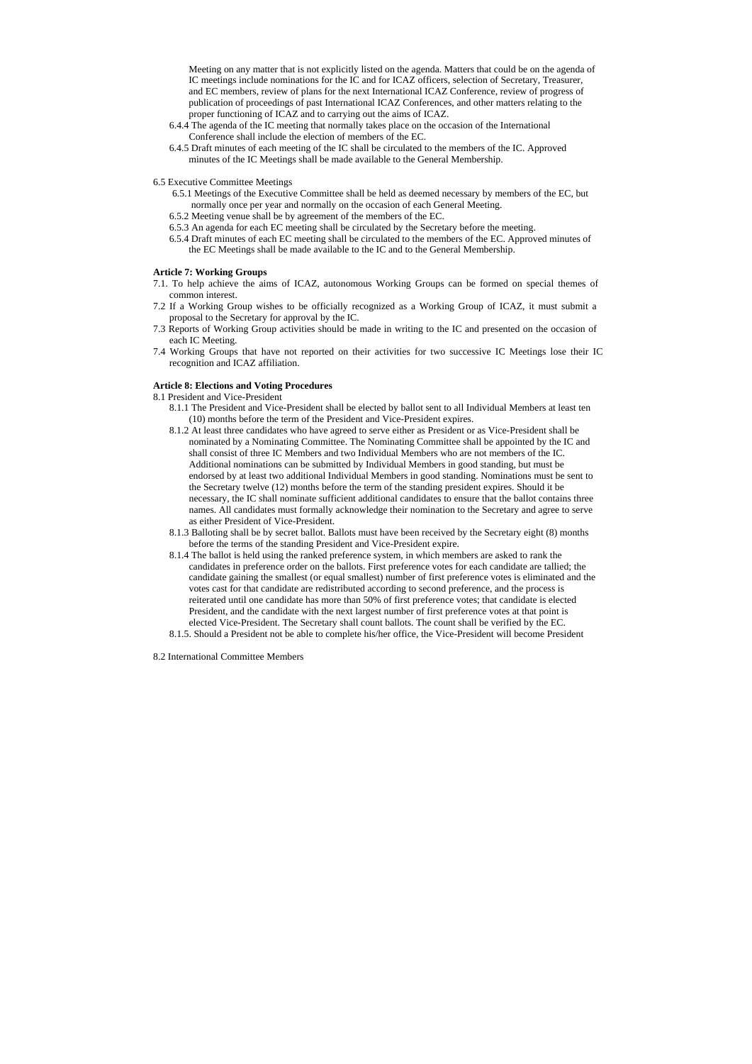Meeting on any matter that is not explicitly listed on the agenda. Matters that could be on the agenda of IC meetings include nominations for the IC and for ICAZ officers, selection of Secretary, Treasurer, and EC members, review of plans for the next International ICAZ Conference, review of progress of publication of proceedings of past International ICAZ Conferences, and other matters relating to the proper functioning of ICAZ and to carrying out the aims of ICAZ.

6.4.4 The agenda of the IC meeting that normally takes place on the occasion of the International Conference shall include the election of members of the EC.

6.4.5 Draft minutes of each meeting of the IC shall be circulated to the members of the IC. Approved minutes of the IC Meetings shall be made available to the General Membership.

6.5 Executive Committee Meetings

6.5.1 Meetings of the Executive Committee shall be held as deemed necessary by members of the EC, but normally once per year and normally on the occasion of each General Meeting.

6.5.2 Meeting venue shall be by agreement of the members of the EC.

6.5.3 An agenda for each EC meeting shall be circulated by the Secretary before the meeting.

6.5.4 Draft minutes of each EC meeting shall be circulated to the members of the EC. Approved minutes of the EC Meetings shall be made available to the IC and to the General Membership.

**Article 7: Working Groups**

7.1. To help achieve the aims of ICAZ, autonomous Working Groups can be formed on special themes of common interest.

7.2 If a Working Group wishes to be officially recognized as a Working Group of ICAZ, it must submit a proposal to the Secretary for approval by the IC.

7.3 Reports of Working Group activities should be made in writing to the IC and presented on the occasion of each IC Meeting.

7.4 Working Groups that have not reported on their activities for two successive IC Meetings lose their IC recognition and ICAZ affiliation.

**Article 8: Elections and Voting Procedures**

8.1 President and Vice-President

8.1.1 The President and Vice-President shall be elected by ballot sent to all Individual Members at least ten (10) months before the term of the President and Vice-President expires.

8.1.2 At least three candidates who have agreed to serve either as President or as Vice-President shall be nominated by a Nominating Committee. The Nominating Committee shall be appointed by the IC and shall consist of three IC Members and two Individual Members who are not members of the IC. Additional nominations can be submitted by Individual Members in good standing, but must be endorsed by at least two additional Individual Members in good standing. Nominations must be sent to the Secretary twelve (12) months before the term of the standing president expires. Should it be necessary, the IC shall nominate sufficient additional candidates to ensure that the ballot contains three names. All candidates must formally acknowledge their nomination to the Secretary and agree to serve as either President of Vice-President.

8.1.3 Balloting shall be by secret ballot. Ballots must have been received by the Secretary eight (8) months before the terms of the standing President and Vice-President expire.

8.1.4 The ballot is held using the ranked preference system, in which members are asked to rank the candidates in preference order on the ballots. First preference votes for each candidate are tallied; the candidate gaining the smallest (or equal smallest) number of first preference votes is eliminated and the votes cast for that candidate are redistributed according to second preference, and the process is reiterated until one candidate has more than 50% of first preference votes; that candidate is elected President, and the candidate with the next largest number of first preference votes at that point is elected Vice-President. The Secretary shall count ballots. The count shall be verified by the EC.

8.1.5. Should a President not be able to complete his/her office, the Vice-President will become President

8.2 International Committee Members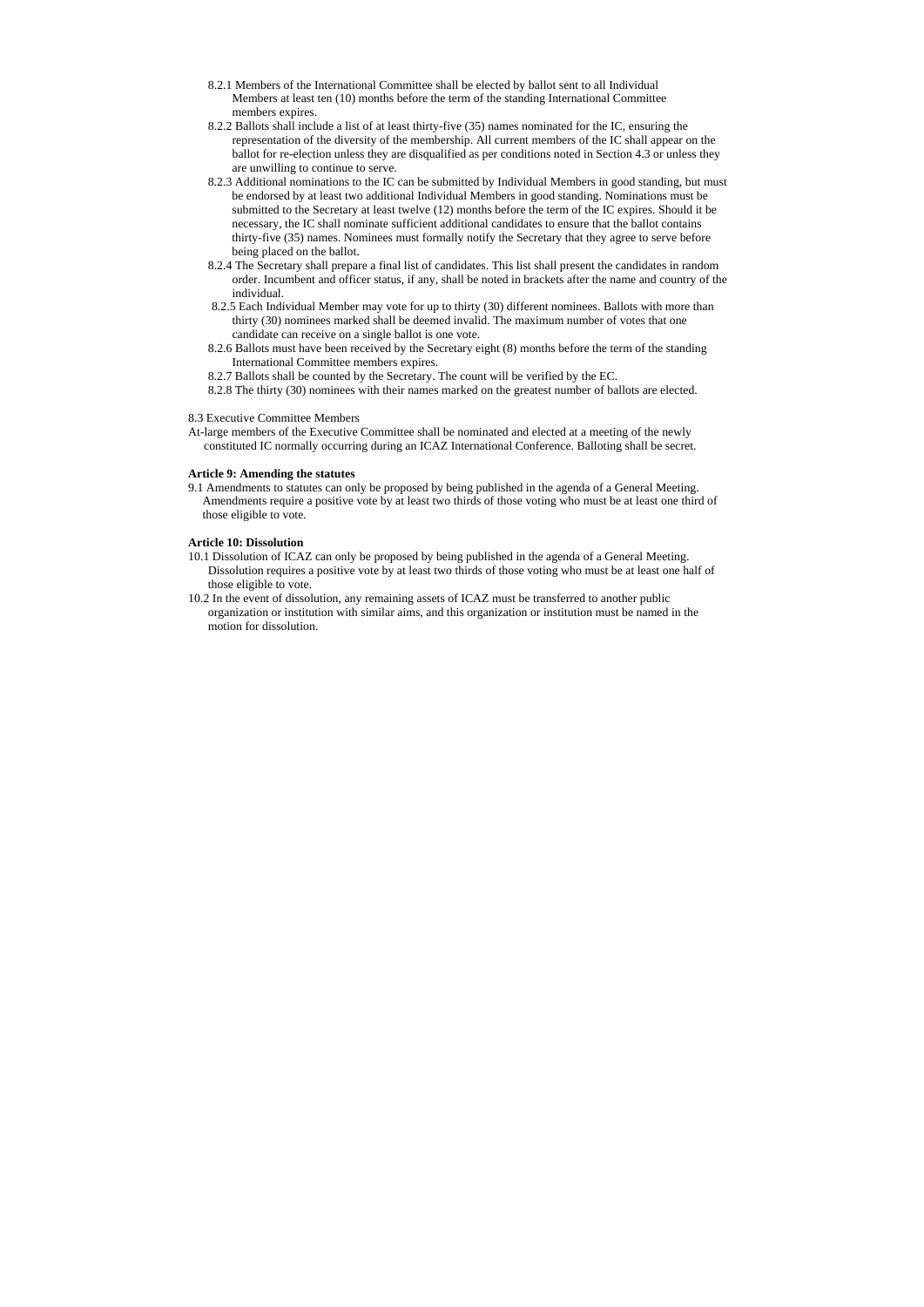8.2.1 Members of the International Committee shall be elected by ballot sent to all Individual Members at least ten (10) months before the term of the standing International Committee members expires.

8.2.2 Ballots shall include a list of at least thirty-five (35) names nominated for the IC, ensuring the representation of the diversity of the membership. All current members of the IC shall appear on the ballot for re-election unless they are disqualified as per conditions noted in Section 4.3 or unless they are unwilling to continue to serve.

8.2.3 Additional nominations to the IC can be submitted by Individual Members in good standing, but must be endorsed by at least two additional Individual Members in good standing. Nominations must be submitted to the Secretary at least twelve (12) months before the term of the IC expires. Should it be necessary, the IC shall nominate sufficient additional candidates to ensure that the ballot contains thirty-five (35) names. Nominees must formally notify the Secretary that they agree to serve before being placed on the ballot.

8.2.4 The Secretary shall prepare a final list of candidates. This list shall present the candidates in random order. Incumbent and officer status, if any, shall be noted in brackets after the name and country of the individual.

8.2.5 Each Individual Member may vote for up to thirty (30) different nominees. Ballots with more than thirty (30) nominees marked shall be deemed invalid. The maximum number of votes that one candidate can receive on a single ballot is one vote.

8.2.6 Ballots must have been received by the Secretary eight (8) months before the term of the standing International Committee members expires.

8.2.7 Ballots shall be counted by the Secretary. The count will be verified by the EC.

8.2.8 The thirty (30) nominees with their names marked on the greatest number of ballots are elected.

8.3 Executive Committee Members

At-large members of the Executive Committee shall be nominated and elected at a meeting of the newly constituted IC normally occurring during an ICAZ International Conference. Balloting shall be secret.

**Article 9: Amending the statutes**

9.1 Amendments to statutes can only be proposed by being published in the agenda of a General Meeting. Amendments require a positive vote by at least two thirds of those voting who must be at least one third of those eligible to vote.

**Article 10: Dissolution**

10.1 Dissolution of ICAZ can only be proposed by being published in the agenda of a General Meeting. Dissolution requires a positive vote by at least two thirds of those voting who must be at least one half of those eligible to vote.

10.2 In the event of dissolution, any remaining assets of ICAZ must be transferred to another public organization or institution with similar aims, and this organization or institution must be named in the motion for dissolution.